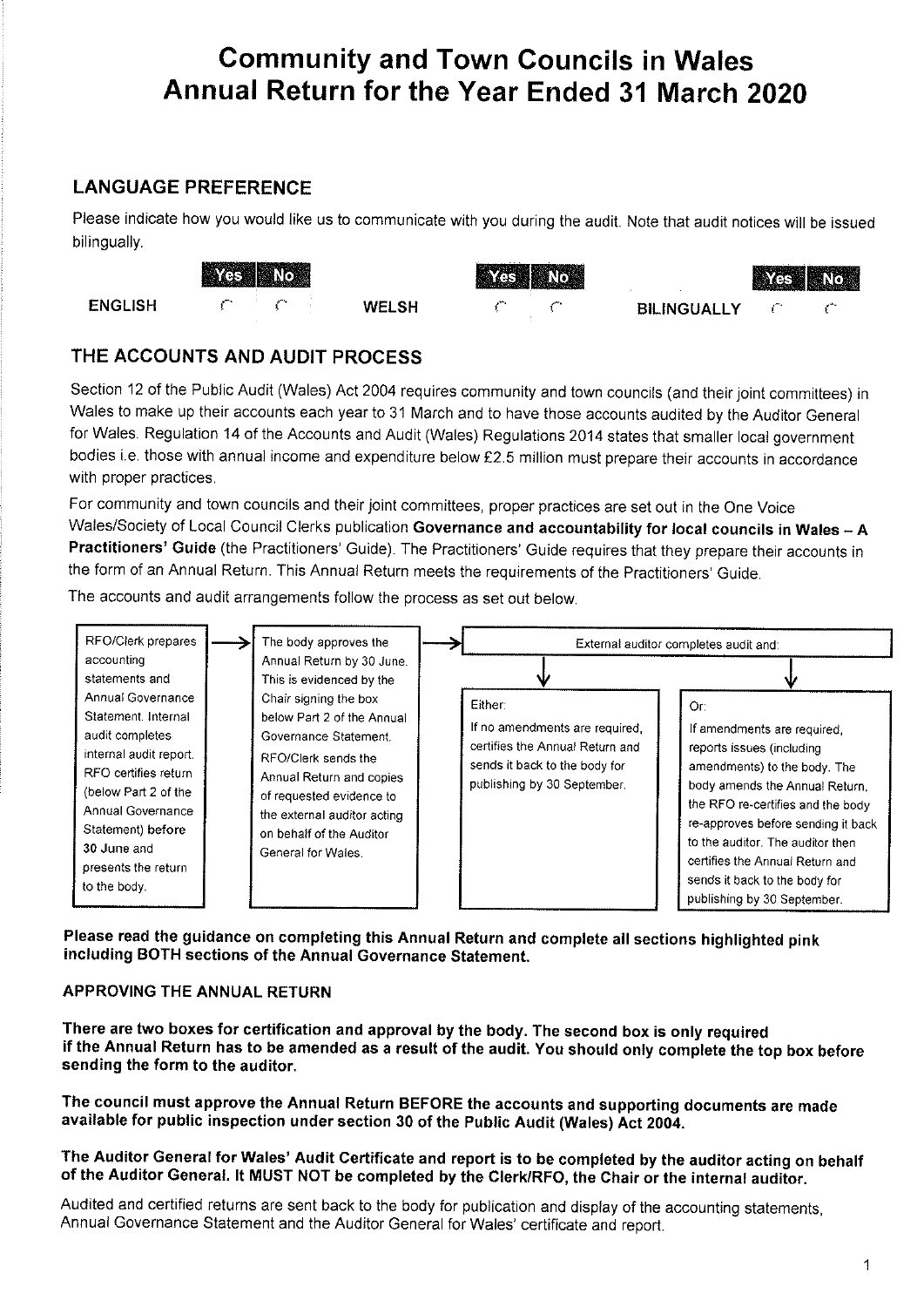# Community and Town Councils in Wales
# Annual Return for the Year Ended 31 March 2020

## LANGUAGE PREFERENCE

Please indicate how you would like us to communicate with you during the audit. Note that audit notices will be issued bilingually.

| | Yes | No |
|---|---|---|
| ENGLISH | | |
| WELSH | | |
| BILINGUALLY | | |

## THE ACCOUNTS AND AUDIT PROCESS

Section 12 of the Public Audit (Wales) Act 2004 requires community and town councils (and their joint committees) in Wales to make up their accounts each year to 31 March and to have those accounts audited by the Auditor General for Wales. Regulation 14 of the Accounts and Audit (Wales) Regulations 2014 states that smaller local government bodies i.e. those with annual income and expenditure below £2.5 million must prepare their accounts in accordance with proper practices.

For community and town councils and their joint committees, proper practices are set out in the One Voice Wales/Society of Local Council Clerks publication **Governance and accountability for local councils in Wales – A Practitioners' Guide** (the Practitioners' Guide). The Practitioners' Guide requires that they prepare their accounts in the form of an Annual Return. This Annual Return meets the requirements of the Practitioners' Guide.

The accounts and audit arrangements follow the process as set out below.

1. RFO/Clerk prepares accounting statements and Annual Governance Statement. Internal audit completes internal audit report. RFO certifies return (below Part 2 of the Annual Governance Statement) before 30 June and presents the return to the body.
2. The body approves the Annual Return by 30 June. This is evidenced by the Chair signing the box below Part 2 of the Annual Governance Statement. RFO/Clerk sends the Annual Return and copies of requested evidence to the external auditor acting on behalf of the Auditor General for Wales.
3. External auditor completes audit and:
   - Either: If no amendments are required, certifies the Annual Return and sends it back to the body for publishing by 30 September.
   - Or: If amendments are required, reports issues (including amendments) to the body. The body amends the Annual Return, the RFO re-certifies and the body re-approves before sending it back to the auditor. The auditor then certifies the Annual Return and sends it back to the body for publishing by 30 September.

**Please read the guidance on completing this Annual Return and complete all sections highlighted pink including BOTH sections of the Annual Governance Statement.**

**APPROVING THE ANNUAL RETURN**

**There are two boxes for certification and approval by the body. The second box is only required if the Annual Return has to be amended as a result of the audit. You should only complete the top box before sending the form to the auditor.**

**The council must approve the Annual Return BEFORE the accounts and supporting documents are made available for public inspection under section 30 of the Public Audit (Wales) Act 2004.**

**The Auditor General for Wales' Audit Certificate and report is to be completed by the auditor acting on behalf of the Auditor General. It MUST NOT be completed by the Clerk/RFO, the Chair or the internal auditor.**

Audited and certified returns are sent back to the body for publication and display of the accounting statements, Annual Governance Statement and the Auditor General for Wales' certificate and report.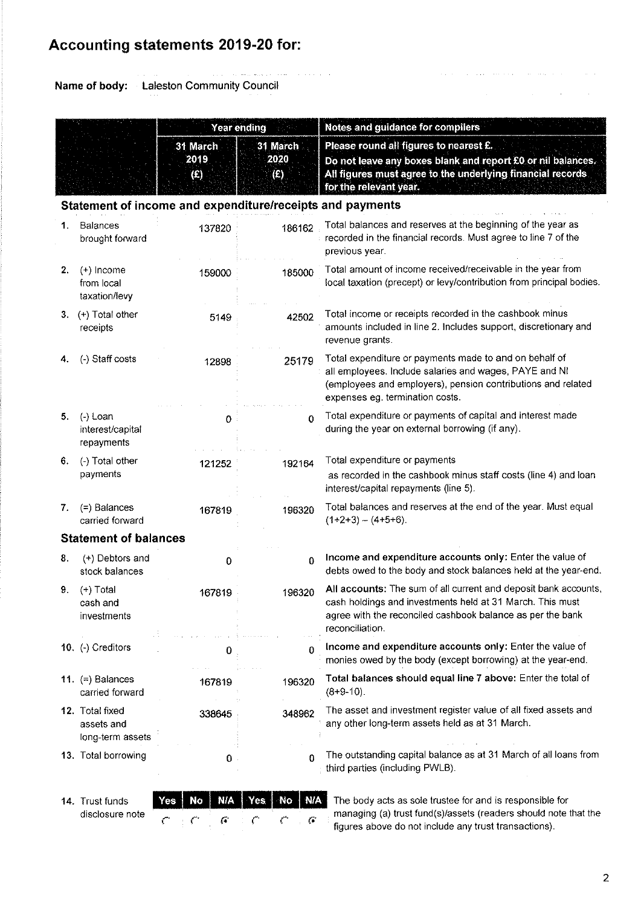# Accounting statements 2019-20 for:

**Name of body:** Laleston Community Council

| | Year ending | | Notes and guidance for compilers |
|---|---|---|---|
| | **31 March 2019 (£)** | **31 March 2020 (£)** | **Please round all figures to nearest £. Do not leave any boxes blank and report £0 or nil balances. All figures must agree to the underlying financial records for the relevant year.** |
| **Statement of income and expenditure/receipts and payments** | | | |
| 1. Balances brought forward | 137820 | 186162 | Total balances and reserves at the beginning of the year as recorded in the financial records. Must agree to line 7 of the previous year. |
| 2. (+) Income from local taxation/levy | 159000 | 185000 | Total amount of income received/receivable in the year from local taxation (precept) or levy/contribution from principal bodies. |
| 3. (+) Total other receipts | 5149 | 42502 | Total income or receipts recorded in the cashbook minus amounts included in line 2. Includes support, discretionary and revenue grants. |
| 4. (-) Staff costs | 12898 | 25179 | Total expenditure or payments made to and on behalf of all employees. Include salaries and wages, PAYE and NI (employees and employers), pension contributions and related expenses eg. termination costs. |
| 5. (-) Loan interest/capital repayments | 0 | 0 | Total expenditure or payments of capital and interest made during the year on external borrowing (if any). |
| 6. (-) Total other payments | 121252 | 192164 | Total expenditure or payments as recorded in the cashbook minus staff costs (line 4) and loan interest/capital repayments (line 5). |
| 7. (=) Balances carried forward | 167819 | 196320 | Total balances and reserves at the end of the year. Must equal (1+2+3) – (4+5+6). |
| **Statement of balances** | | | |
| 8. (+) Debtors and stock balances | 0 | 0 | **Income and expenditure accounts only:** Enter the value of debts owed to the body and stock balances held at the year-end. |
| 9. (+) Total cash and investments | 167819 | 196320 | **All accounts:** The sum of all current and deposit bank accounts, cash holdings and investments held at 31 March. This must agree with the reconciled cashbook balance as per the bank reconciliation. |
| 10. (-) Creditors | 0 | 0 | **Income and expenditure accounts only:** Enter the value of monies owed by the body (except borrowing) at the year-end. |
| 11. (=) Balances carried forward | 167819 | 196320 | **Total balances should equal line 7 above:** Enter the total of (8+9-10). |
| 12. Total fixed assets and long-term assets | 338645 | 348962 | The asset and investment register value of all fixed assets and any other long-term assets held as at 31 March. |
| 13. Total borrowing | 0 | 0 | The outstanding capital balance as at 31 March of all loans from third parties (including PWLB). |

| 14. Trust funds disclosure note | Yes | No | N/A | Yes | No | N/A | |
|---|---|---|---|---|---|---|---|
| | ○ | ○ | ● | ○ | ○ | ● | The body acts as sole trustee for and is responsible for managing (a) trust fund(s)/assets (readers should note that the figures above do not include any trust transactions). |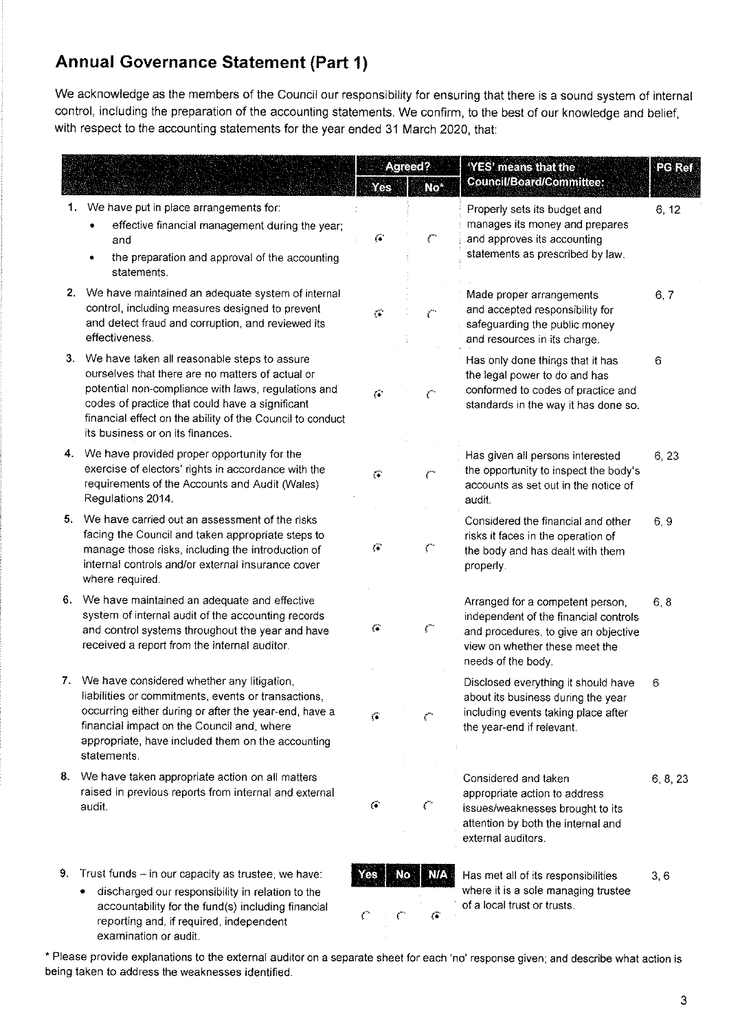## Annual Governance Statement (Part 1)

We acknowledge as the members of the Council our responsibility for ensuring that there is a sound system of internal control, including the preparation of the accounting statements. We confirm, to the best of our knowledge and belief, with respect to the accounting statements for the year ended 31 March 2020, that:

| | Agreed? | | 'YES' means that the Council/Board/Committee: | PG Ref |
|---|---|---|---|---|
| | Yes | No* | | |
| 1. We have put in place arrangements for: • effective financial management during the year; and • the preparation and approval of the accounting statements. | ◉ | ○ | Properly sets its budget and manages its money and prepares and approves its accounting statements as prescribed by law. | 6, 12 |
| 2. We have maintained an adequate system of internal control, including measures designed to prevent and detect fraud and corruption, and reviewed its effectiveness. | ◉ | ○ | Made proper arrangements and accepted responsibility for safeguarding the public money and resources in its charge. | 6, 7 |
| 3. We have taken all reasonable steps to assure ourselves that there are no matters of actual or potential non-compliance with laws, regulations and codes of practice that could have a significant financial effect on the ability of the Council to conduct its business or on its finances. | ◉ | ○ | Has only done things that it has the legal power to do and has conformed to codes of practice and standards in the way it has done so. | 6 |
| 4. We have provided proper opportunity for the exercise of electors' rights in accordance with the requirements of the Accounts and Audit (Wales) Regulations 2014. | ◉ | ○ | Has given all persons interested the opportunity to inspect the body's accounts as set out in the notice of audit. | 6, 23 |
| 5. We have carried out an assessment of the risks facing the Council and taken appropriate steps to manage those risks, including the introduction of internal controls and/or external insurance cover where required. | ◉ | ○ | Considered the financial and other risks it faces in the operation of the body and has dealt with them properly. | 6, 9 |
| 6. We have maintained an adequate and effective system of internal audit of the accounting records and control systems throughout the year and have received a report from the internal auditor. | ◉ | ○ | Arranged for a competent person, independent of the financial controls and procedures, to give an objective view on whether these meet the needs of the body. | 6, 8 |
| 7. We have considered whether any litigation, liabilities or commitments, events or transactions, occurring either during or after the year-end, have a financial impact on the Council and, where appropriate, have included them on the accounting statements. | ◉ | ○ | Disclosed everything it should have about its business during the year including events taking place after the year-end if relevant. | 6 |
| 8. We have taken appropriate action on all matters raised in previous reports from internal and external audit. | ◉ | ○ | Considered and taken appropriate action to address issues/weaknesses brought to its attention by both the internal and external auditors. | 6, 8, 23 |

| | Yes | No | N/A | | PG Ref |
|---|---|---|---|---|---|
| 9. Trust funds – in our capacity as trustee, we have: • discharged our responsibility in relation to the accountability for the fund(s) including financial reporting and, if required, independent examination or audit. | ○ | ○ | ◉ | Has met all of its responsibilities where it is a sole managing trustee of a local trust or trusts. | 3, 6 |

* Please provide explanations to the external auditor on a separate sheet for each 'no' response given; and describe what action is being taken to address the weaknesses identified.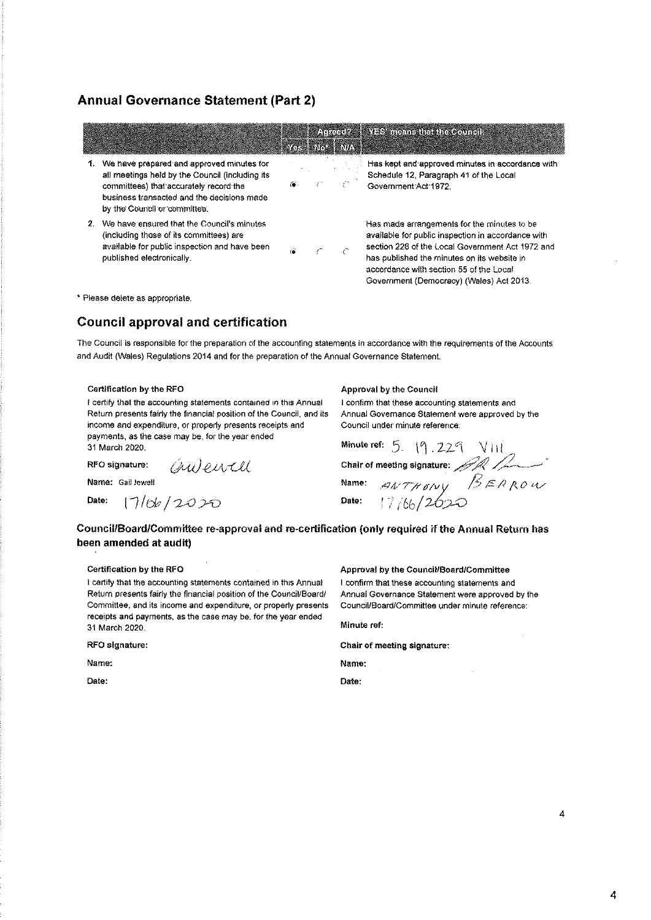## Annual Governance Statement (Part 2)

| | Agreed? Yes | No* | N/A | 'YES' means that the Council: |
|---|---|---|---|---|
| 1. We have prepared and approved minutes for all meetings held by the Council (including its committees) that accurately record the business transacted and the decisions made by the Council or committee. | ● | ○ | ○ | Has kept and approved minutes in accordance with Schedule 12, Paragraph 41 of the Local Government Act 1972. |
| 2. We have ensured that the Council's minutes (including those of its committees) are available for public inspection and have been published electronically. | ● | ○ | ○ | Has made arrangements for the minutes to be available for public inspection in accordance with section 228 of the Local Government Act 1972 and has published the minutes on its website in accordance with section 55 of the Local Government (Democracy) (Wales) Act 2013. |

* Please delete as appropriate.

## Council approval and certification

The Council is responsible for the preparation of the accounting statements in accordance with the requirements of the Accounts and Audit (Wales) Regulations 2014 and for the preparation of the Annual Governance Statement.

**Certification by the RFO**

I certify that the accounting statements contained in this Annual Return presents fairly the financial position of the Council, and its income and expenditure, or properly presents receipts and payments, as the case may be, for the year ended 31 March 2020.

RFO signature: GJewell

Name: Gail Jewell

Date: 17/06/2020

**Approval by the Council**

I confirm that these accounting statements and Annual Governance Statement were approved by the Council under minute reference:

Minute ref: 5. 19.229 viii

Chair of meeting signature: [signature]

Name: ANTHONY BERROW

Date: 17/06/2020

### Council/Board/Committee re-approval and re-certification (only required if the Annual Return has been amended at audit)

**Certification by the RFO**

I certify that the accounting statements contained in this Annual Return presents fairly the financial position of the Council/Board/Committee, and its income and expenditure, or properly presents receipts and payments, as the case may be, for the year ended 31 March 2020.

RFO signature:

Name:

Date:

**Approval by the Council/Board/Committee**

I confirm that these accounting statements and Annual Governance Statement were approved by the Council/Board/Committee under minute reference:

Minute ref:

Chair of meeting signature:

Name:

Date: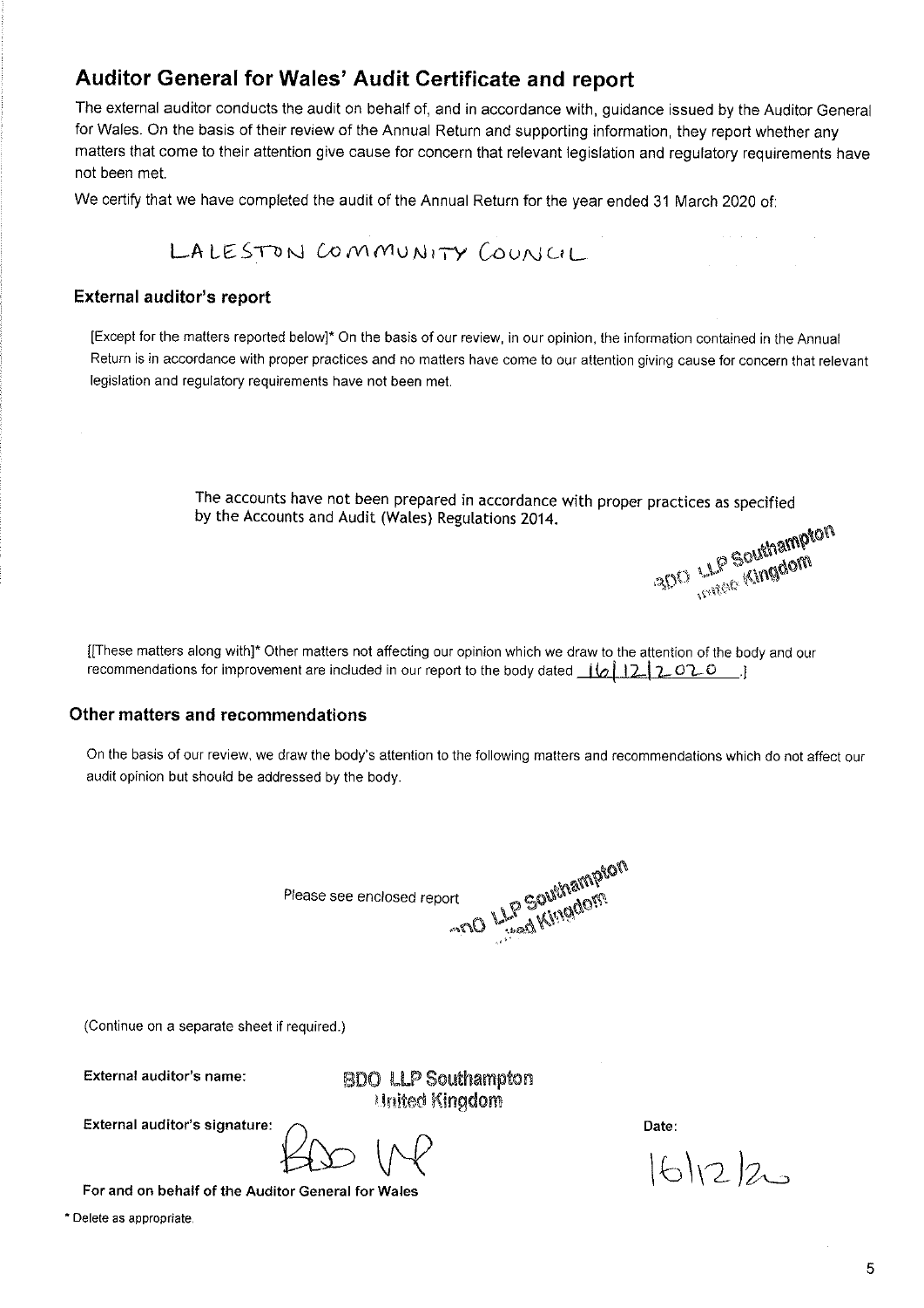## Auditor General for Wales' Audit Certificate and report

The external auditor conducts the audit on behalf of, and in accordance with, guidance issued by the Auditor General for Wales. On the basis of their review of the Annual Return and supporting information, they report whether any matters that come to their attention give cause for concern that relevant legislation and regulatory requirements have not been met.

We certify that we have completed the audit of the Annual Return for the year ended 31 March 2020 of:

LALESTON COMMUNITY COUNCIL

### External auditor's report

[Except for the matters reported below]* On the basis of our review, in our opinion, the information contained in the Annual Return is in accordance with proper practices and no matters have come to our attention giving cause for concern that relevant legislation and regulatory requirements have not been met.

The accounts have not been prepared in accordance with proper practices as specified by the Accounts and Audit (Wales) Regulations 2014.

BDO LLP Southampton United Kingdom

[[These matters along with]* Other matters not affecting our opinion which we draw to the attention of the body and our recommendations for improvement are included in our report to the body dated 16|12|2020 .]

### Other matters and recommendations

On the basis of our review, we draw the body's attention to the following matters and recommendations which do not affect our audit opinion but should be addressed by the body.

Please see enclosed report

BDO LLP Southampton United Kingdom

(Continue on a separate sheet if required.)

External auditor's name: BDO LLP Southampton United Kingdom

External auditor's signature: BDO LLP

Date: 16/12/20

For and on behalf of the Auditor General for Wales

* Delete as appropriate.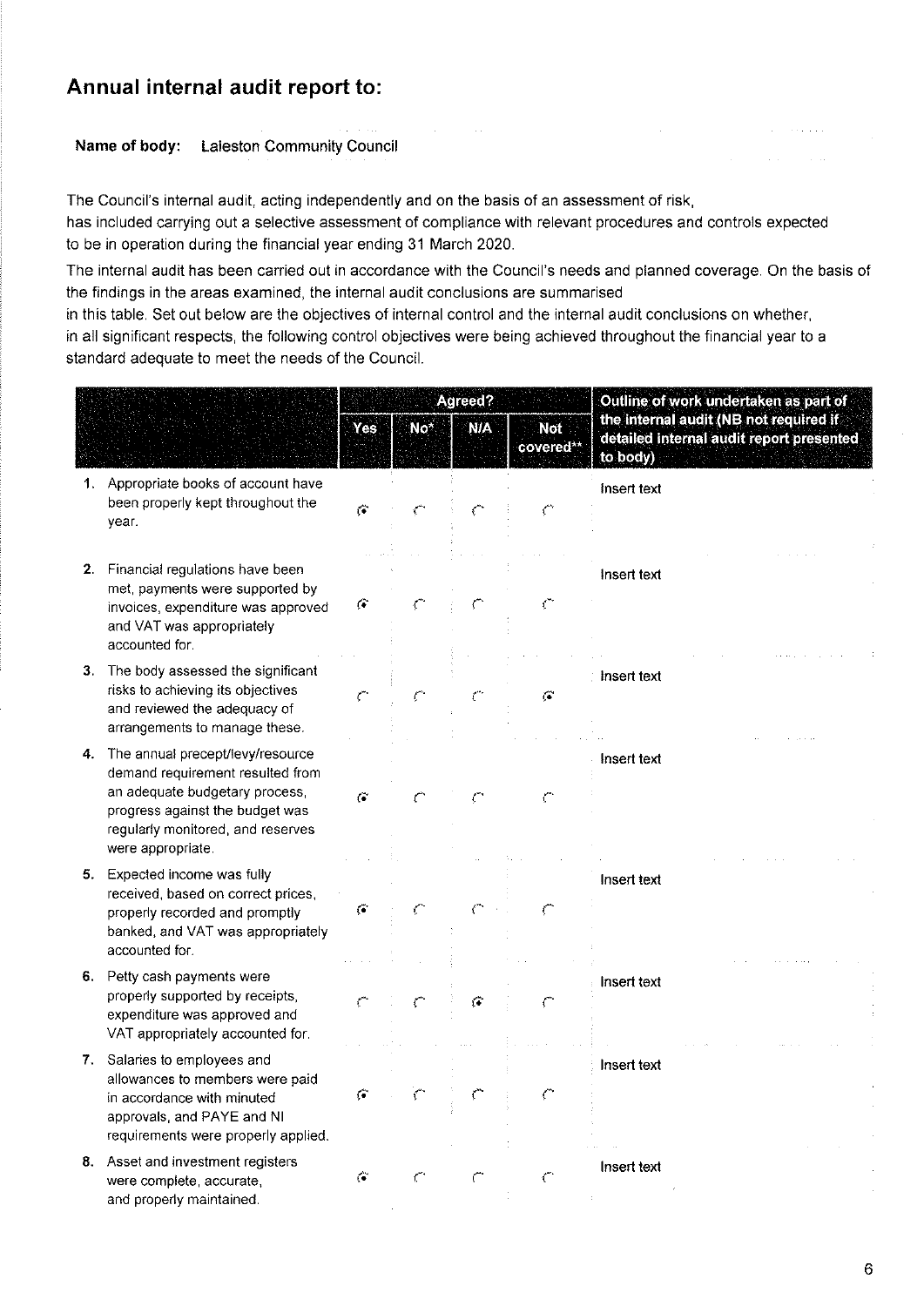## Annual internal audit report to:

**Name of body:** Laleston Community Council

The Council's internal audit, acting independently and on the basis of an assessment of risk, has included carrying out a selective assessment of compliance with relevant procedures and controls expected to be in operation during the financial year ending 31 March 2020.

The internal audit has been carried out in accordance with the Council's needs and planned coverage. On the basis of the findings in the areas examined, the internal audit conclusions are summarised in this table. Set out below are the objectives of internal control and the internal audit conclusions on whether, in all significant respects, the following control objectives were being achieved throughout the financial year to a standard adequate to meet the needs of the Council.

| | Agreed? | | | | Outline of work undertaken as part of the internal audit (NB not required if detailed internal audit report presented to body) |
|---|---|---|---|---|---|
| | Yes | No* | N/A | Not covered** | |
| 1. Appropriate books of account have been properly kept throughout the year. | ◉ | ○ | ○ | ○ | Insert text |
| 2. Financial regulations have been met, payments were supported by invoices, expenditure was approved and VAT was appropriately accounted for. | ◉ | ○ | ○ | ○ | Insert text |
| 3. The body assessed the significant risks to achieving its objectives and reviewed the adequacy of arrangements to manage these. | ○ | ○ | ○ | ◉ | Insert text |
| 4. The annual precept/levy/resource demand requirement resulted from an adequate budgetary process, progress against the budget was regularly monitored, and reserves were appropriate. | ◉ | ○ | ○ | ○ | Insert text |
| 5. Expected income was fully received, based on correct prices, properly recorded and promptly banked, and VAT was appropriately accounted for. | ◉ | ○ | ○ | ○ | Insert text |
| 6. Petty cash payments were properly supported by receipts, expenditure was approved and VAT appropriately accounted for. | ○ | ○ | ◉ | ○ | Insert text |
| 7. Salaries to employees and allowances to members were paid in accordance with minuted approvals, and PAYE and NI requirements were properly applied. | ◉ | ○ | ○ | ○ | Insert text |
| 8. Asset and investment registers were complete, accurate, and properly maintained. | ◉ | ○ | ○ | ○ | Insert text |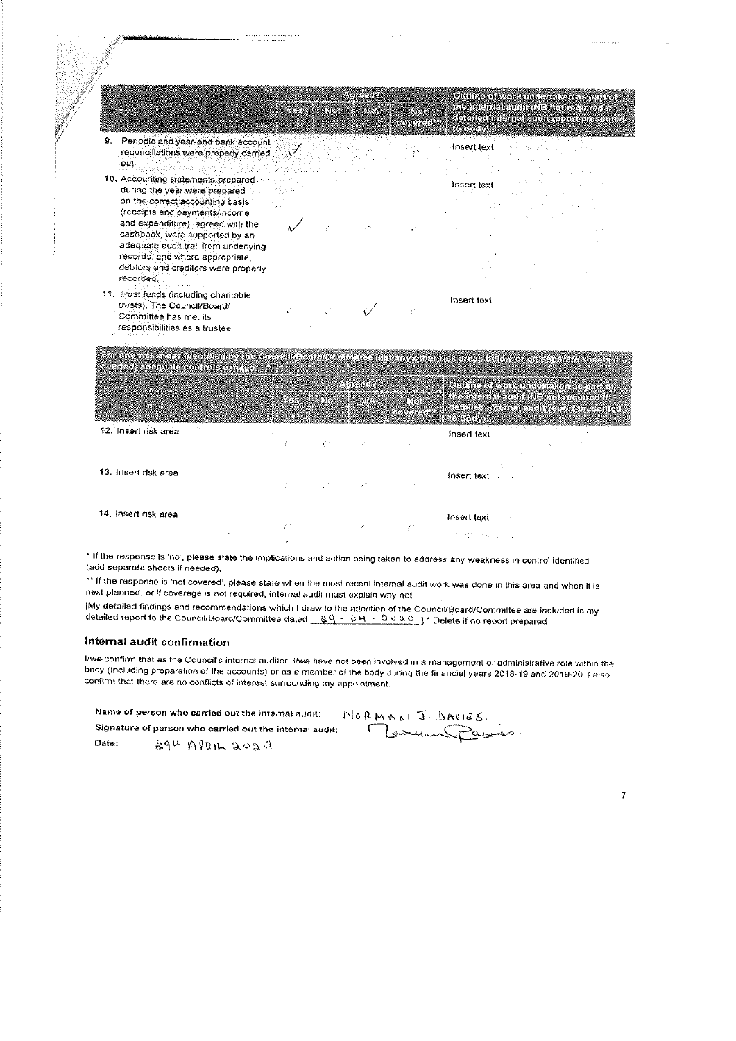| | Agreed? | | | | Outline of work undertaken as part of the internal audit (NB not required if detailed internal audit report presented to body) |
|---|---|---|---|---|---|
| | Yes | No* | N/A | Not covered** | |
| 9. Periodic and year-end bank account reconciliations were properly carried out. | ✓ | | | | Insert text |
| 10. Accounting statements prepared during the year were prepared on the correct accounting basis (receipts and payments/income and expenditure), agreed with the cashbook, were supported by an adequate audit trail from underlying records, and where appropriate, debtors and creditors were properly recorded. | ✓ | | | | Insert text |
| 11. Trust funds (including charitable trusts). The Council/Board/ Committee has met its responsibilities as a trustee. | | | ✓ | | Insert text |

For any risk areas identified by the Council/Board/Committee (list any other risk areas below or on separate sheets if needed) adequate controls existed:

| | Agreed? | | | | Outline of work undertaken as part of the internal audit (NB not required if detailed internal audit report presented to body) |
|---|---|---|---|---|---|
| | Yes | No* | N/A | Not covered** | |
| 12. Insert risk area | | | | | Insert text |
| 13. Insert risk area | | | | | Insert text |
| 14. Insert risk area | | | | | Insert text |

* If the response is 'no', please state the implications and action being taken to address any weakness in control identified (add separate sheets if needed).

** If the response is 'not covered', please state when the most recent internal audit work was done in this area and when it is next planned, or if coverage is not required, internal audit must explain why not.

[My detailed findings and recommendations which I draw to the attention of the Council/Board/Committee are included in my detailed report to the Council/Board/Committee dated 29 - 04 - 2020 .] * Delete if no report prepared.

## Internal audit confirmation

I/we confirm that as the Council's internal auditor, I/we have not been involved in a management or administrative role within the body (including preparation of the accounts) or as a member of the body during the financial years 2018-19 and 2019-20. I also confirm that there are no conflicts of interest surrounding my appointment.

Name of person who carried out the internal audit: NORMAN J. DAVIES.

Signature of person who carried out the internal audit: [signature]

Date: 29th APRIL 2020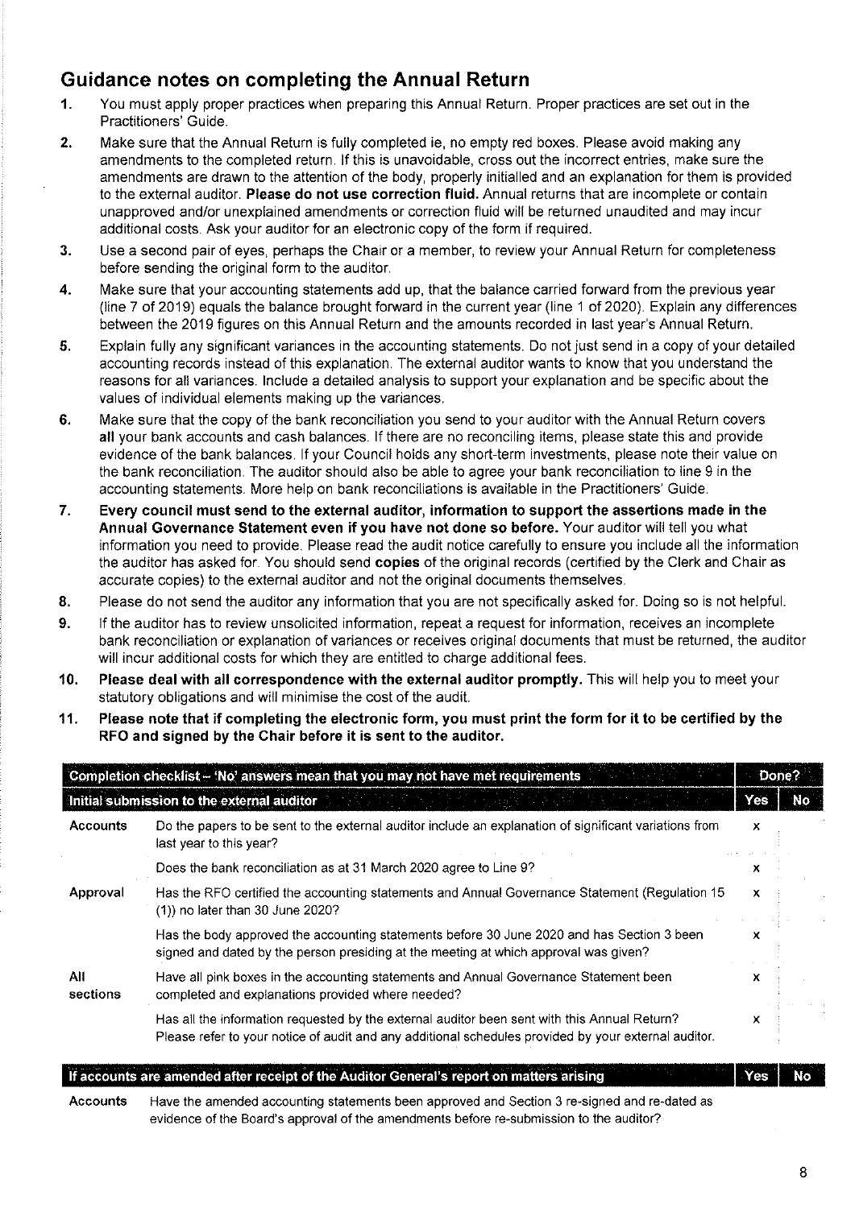## Guidance notes on completing the Annual Return

1. You must apply proper practices when preparing this Annual Return. Proper practices are set out in the Practitioners' Guide.
2. Make sure that the Annual Return is fully completed ie, no empty red boxes. Please avoid making any amendments to the completed return. If this is unavoidable, cross out the incorrect entries, make sure the amendments are drawn to the attention of the body, properly initialled and an explanation for them is provided to the external auditor. **Please do not use correction fluid.** Annual returns that are incomplete or contain unapproved and/or unexplained amendments or correction fluid will be returned unaudited and may incur additional costs. Ask your auditor for an electronic copy of the form if required.
3. Use a second pair of eyes, perhaps the Chair or a member, to review your Annual Return for completeness before sending the original form to the auditor.
4. Make sure that your accounting statements add up, that the balance carried forward from the previous year (line 7 of 2019) equals the balance brought forward in the current year (line 1 of 2020). Explain any differences between the 2019 figures on this Annual Return and the amounts recorded in last year's Annual Return.
5. Explain fully any significant variances in the accounting statements. Do not just send in a copy of your detailed accounting records instead of this explanation. The external auditor wants to know that you understand the reasons for all variances. Include a detailed analysis to support your explanation and be specific about the values of individual elements making up the variances.
6. Make sure that the copy of the bank reconciliation you send to your auditor with the Annual Return covers **all** your bank accounts and cash balances. If there are no reconciling items, please state this and provide evidence of the bank balances. If your Council holds any short-term investments, please note their value on the bank reconciliation. The auditor should also be able to agree your bank reconciliation to line 9 in the accounting statements. More help on bank reconciliations is available in the Practitioners' Guide.
7. **Every council must send to the external auditor, information to support the assertions made in the Annual Governance Statement even if you have not done so before.** Your auditor will tell you what information you need to provide. Please read the audit notice carefully to ensure you include all the information the auditor has asked for. You should send **copies** of the original records (certified by the Clerk and Chair as accurate copies) to the external auditor and not the original documents themselves.
8. Please do not send the auditor any information that you are not specifically asked for. Doing so is not helpful.
9. If the auditor has to review unsolicited information, repeat a request for information, receives an incomplete bank reconciliation or explanation of variances or receives original documents that must be returned, the auditor will incur additional costs for which they are entitled to charge additional fees.
10. **Please deal with all correspondence with the external auditor promptly.** This will help you to meet your statutory obligations and will minimise the cost of the audit.
11. **Please note that if completing the electronic form, you must print the form for it to be certified by the RFO and signed by the Chair before it is sent to the auditor.**

| Completion checklist – 'No' answers mean that you may not have met requirements | | Done? | |
|---|---|---|---|
| **Initial submission to the external auditor** | | **Yes** | **No** |
| Accounts | Do the papers to be sent to the external auditor include an explanation of significant variations from last year to this year? | x | |
| | Does the bank reconciliation as at 31 March 2020 agree to Line 9? | x | |
| Approval | Has the RFO certified the accounting statements and Annual Governance Statement (Regulation 15 (1)) no later than 30 June 2020? | x | |
| | Has the body approved the accounting statements before 30 June 2020 and has Section 3 been signed and dated by the person presiding at the meeting at which approval was given? | x | |
| All sections | Have all pink boxes in the accounting statements and Annual Governance Statement been completed and explanations provided where needed? | x | |
| | Has all the information requested by the external auditor been sent with this Annual Return? Please refer to your notice of audit and any additional schedules provided by your external auditor. | x | |

| If accounts are amended after receipt of the Auditor General's report on matters arising | | Yes | No |
|---|---|---|---|
| Accounts | Have the amended accounting statements been approved and Section 3 re-signed and re-dated as evidence of the Board's approval of the amendments before re-submission to the auditor? | | |